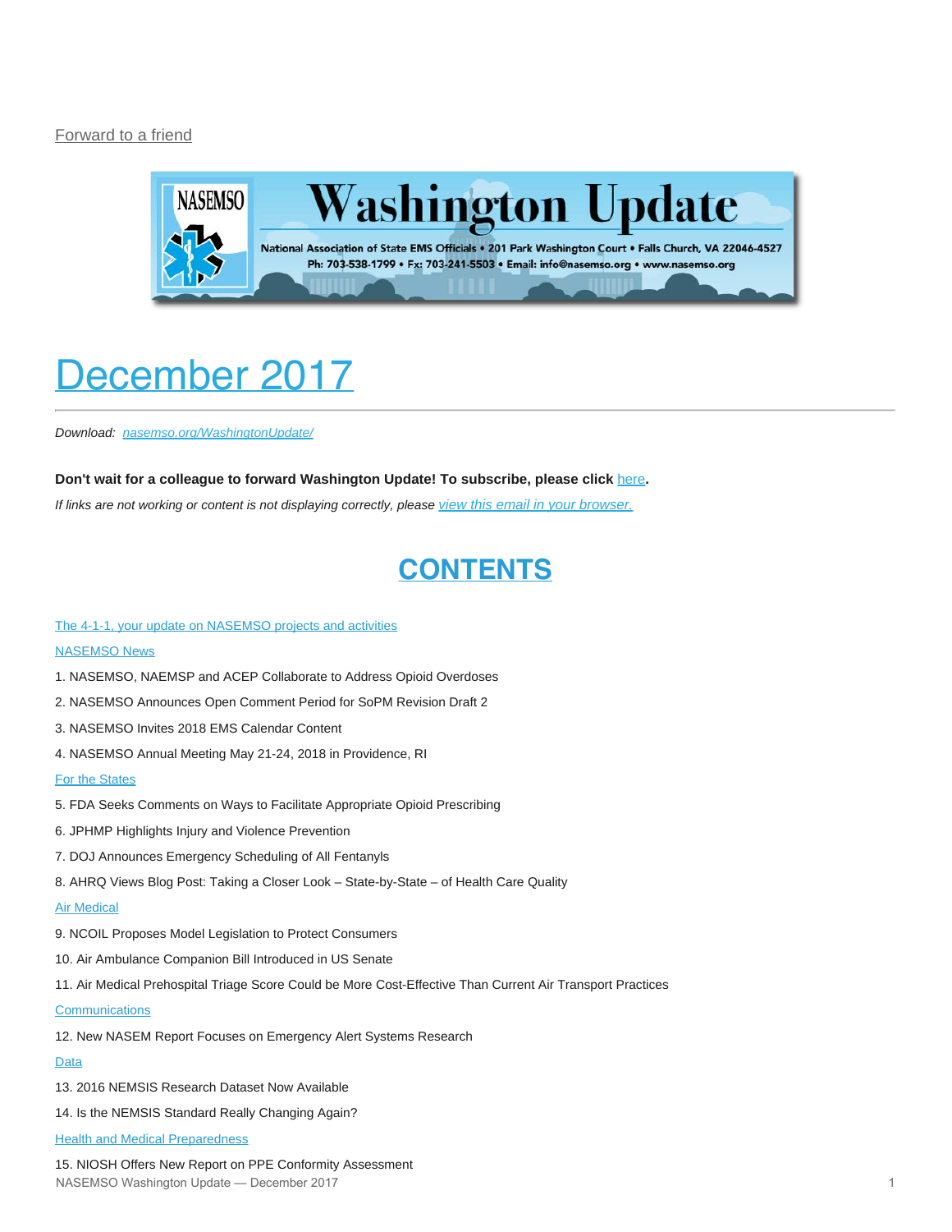Forward to a friend

Washington Update

National Association of State EMS Officials • 201 Park Washington Court • Falls Church, VA 22046-4527
Ph: 703-538-1799 • Fx: 703-241-5503 • Email: info@nasemso.org • www.nasemso.org

# December 2017

*Download: nasemso.org/WashingtonUpdate/*

**Don't wait for a colleague to forward Washington Update! To subscribe, please click here.**

*If links are not working or content is not displaying correctly, please view this email in your browser.*

## CONTENTS

The 4-1-1, your update on NASEMSO projects and activities

NASEMSO News

1. NASEMSO, NAEMSP and ACEP Collaborate to Address Opioid Overdoses
2. NASEMSO Announces Open Comment Period for SoPM Revision Draft 2
3. NASEMSO Invites 2018 EMS Calendar Content
4. NASEMSO Annual Meeting May 21-24, 2018 in Providence, RI

For the States

5. FDA Seeks Comments on Ways to Facilitate Appropriate Opioid Prescribing
6. JPHMP Highlights Injury and Violence Prevention
7. DOJ Announces Emergency Scheduling of All Fentanyls
8. AHRQ Views Blog Post: Taking a Closer Look – State-by-State – of Health Care Quality

Air Medical

9. NCOIL Proposes Model Legislation to Protect Consumers
10. Air Ambulance Companion Bill Introduced in US Senate
11. Air Medical Prehospital Triage Score Could be More Cost-Effective Than Current Air Transport Practices

Communications

12. New NASEM Report Focuses on Emergency Alert Systems Research

Data

13. 2016 NEMSIS Research Dataset Now Available
14. Is the NEMSIS Standard Really Changing Again?

Health and Medical Preparedness

15. NIOSH Offers New Report on PPE Conformity Assessment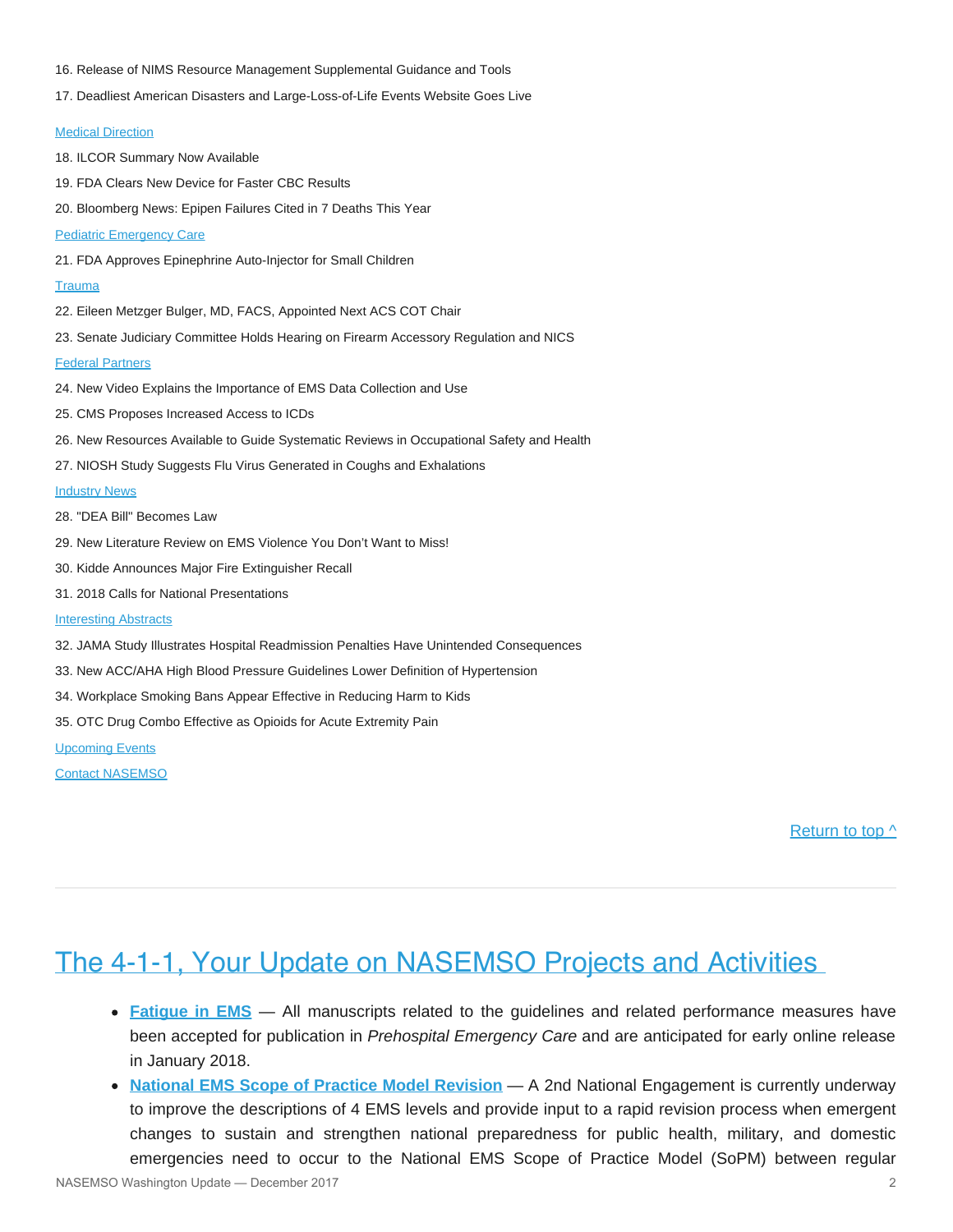16. Release of NIMS Resource Management Supplemental Guidance and Tools

17. Deadliest American Disasters and Large-Loss-of-Life Events Website Goes Live

Medical Direction

18. ILCOR Summary Now Available

19. FDA Clears New Device for Faster CBC Results

20. Bloomberg News: Epipen Failures Cited in 7 Deaths This Year

Pediatric Emergency Care

21. FDA Approves Epinephrine Auto-Injector for Small Children

Trauma

22. Eileen Metzger Bulger, MD, FACS, Appointed Next ACS COT Chair

23. Senate Judiciary Committee Holds Hearing on Firearm Accessory Regulation and NICS

Federal Partners

24. New Video Explains the Importance of EMS Data Collection and Use

25. CMS Proposes Increased Access to ICDs

26. New Resources Available to Guide Systematic Reviews in Occupational Safety and Health

27. NIOSH Study Suggests Flu Virus Generated in Coughs and Exhalations

Industry News

28. "DEA Bill" Becomes Law

29. New Literature Review on EMS Violence You Don't Want to Miss!

30. Kidde Announces Major Fire Extinguisher Recall

31. 2018 Calls for National Presentations

Interesting Abstracts

32. JAMA Study Illustrates Hospital Readmission Penalties Have Unintended Consequences

33. New ACC/AHA High Blood Pressure Guidelines Lower Definition of Hypertension

34. Workplace Smoking Bans Appear Effective in Reducing Harm to Kids

35. OTC Drug Combo Effective as Opioids for Acute Extremity Pain

Upcoming Events

Contact NASEMSO

Return to top ^

---

# The 4-1-1, Your Update on NASEMSO Projects and Activities

- **Fatigue in EMS** — All manuscripts related to the guidelines and related performance measures have been accepted for publication in *Prehospital Emergency Care* and are anticipated for early online release in January 2018.
- **National EMS Scope of Practice Model Revision** — A 2nd National Engagement is currently underway to improve the descriptions of 4 EMS levels and provide input to a rapid revision process when emergent changes to sustain and strengthen national preparedness for public health, military, and domestic emergencies need to occur to the National EMS Scope of Practice Model (SoPM) between regular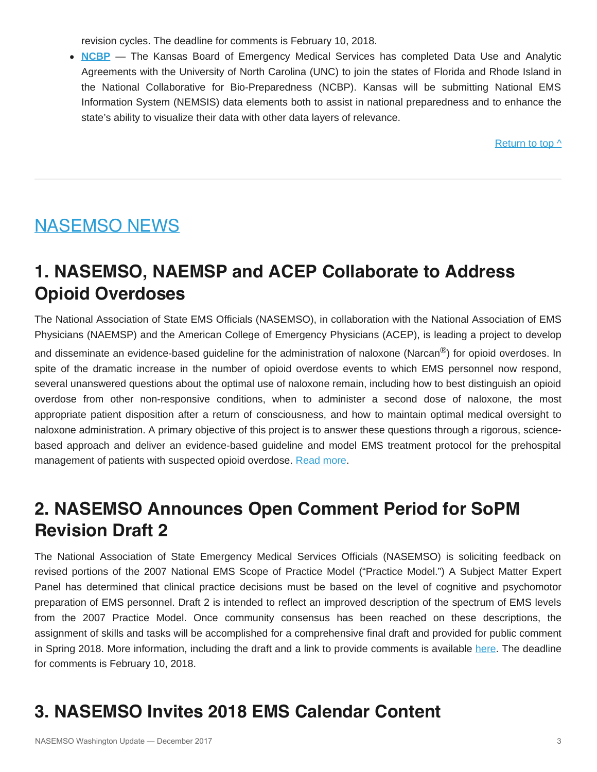revision cycles. The deadline for comments is February 10, 2018.

- **NCBP** — The Kansas Board of Emergency Medical Services has completed Data Use and Analytic Agreements with the University of North Carolina (UNC) to join the states of Florida and Rhode Island in the National Collaborative for Bio-Preparedness (NCBP). Kansas will be submitting National EMS Information System (NEMSIS) data elements both to assist in national preparedness and to enhance the state's ability to visualize their data with other data layers of relevance.

Return to top ^

# NASEMSO NEWS

## 1. NASEMSO, NAEMSP and ACEP Collaborate to Address Opioid Overdoses

The National Association of State EMS Officials (NASEMSO), in collaboration with the National Association of EMS Physicians (NAEMSP) and the American College of Emergency Physicians (ACEP), is leading a project to develop and disseminate an evidence-based guideline for the administration of naloxone (Narcan®) for opioid overdoses. In spite of the dramatic increase in the number of opioid overdose events to which EMS personnel now respond, several unanswered questions about the optimal use of naloxone remain, including how to best distinguish an opioid overdose from other non-responsive conditions, when to administer a second dose of naloxone, the most appropriate patient disposition after a return of consciousness, and how to maintain optimal medical oversight to naloxone administration. A primary objective of this project is to answer these questions through a rigorous, science-based approach and deliver an evidence-based guideline and model EMS treatment protocol for the prehospital management of patients with suspected opioid overdose. Read more.

## 2. NASEMSO Announces Open Comment Period for SoPM Revision Draft 2

The National Association of State Emergency Medical Services Officials (NASEMSO) is soliciting feedback on revised portions of the 2007 National EMS Scope of Practice Model ("Practice Model.") A Subject Matter Expert Panel has determined that clinical practice decisions must be based on the level of cognitive and psychomotor preparation of EMS personnel. Draft 2 is intended to reflect an improved description of the spectrum of EMS levels from the 2007 Practice Model. Once community consensus has been reached on these descriptions, the assignment of skills and tasks will be accomplished for a comprehensive final draft and provided for public comment in Spring 2018. More information, including the draft and a link to provide comments is available here. The deadline for comments is February 10, 2018.

## 3. NASEMSO Invites 2018 EMS Calendar Content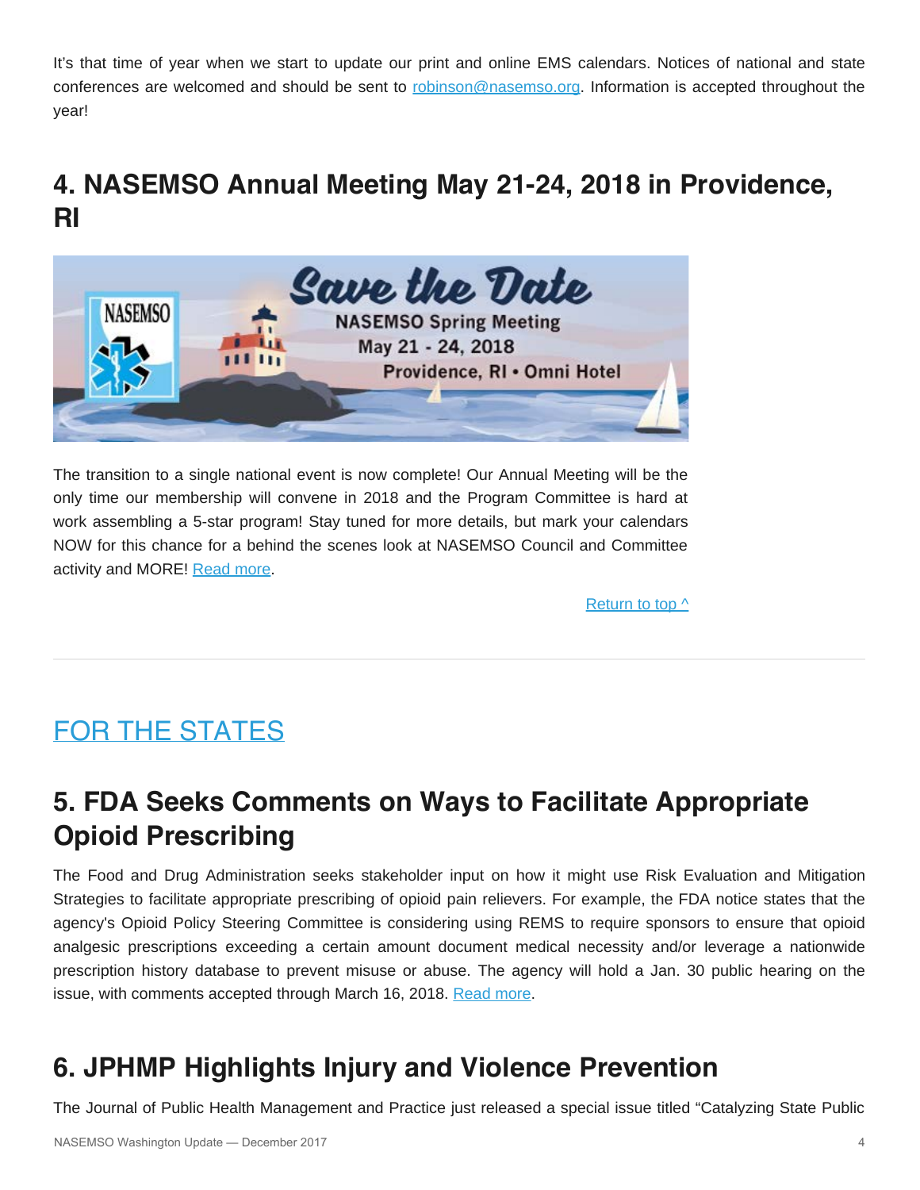It's that time of year when we start to update our print and online EMS calendars. Notices of national and state conferences are welcomed and should be sent to [robinson@nasemso.org](mailto:robinson@nasemso.org). Information is accepted throughout the year!

## 4. NASEMSO Annual Meeting May 21-24, 2018 in Providence, RI

The transition to a single national event is now complete! Our Annual Meeting will be the only time our membership will convene in 2018 and the Program Committee is hard at work assembling a 5-star program! Stay tuned for more details, but mark your calendars NOW for this chance for a behind the scenes look at NASEMSO Council and Committee activity and MORE! Read more.

Return to top ^

---

# FOR THE STATES

## 5. FDA Seeks Comments on Ways to Facilitate Appropriate Opioid Prescribing

The Food and Drug Administration seeks stakeholder input on how it might use Risk Evaluation and Mitigation Strategies to facilitate appropriate prescribing of opioid pain relievers. For example, the FDA notice states that the agency's Opioid Policy Steering Committee is considering using REMS to require sponsors to ensure that opioid analgesic prescriptions exceeding a certain amount document medical necessity and/or leverage a nationwide prescription history database to prevent misuse or abuse. The agency will hold a Jan. 30 public hearing on the issue, with comments accepted through March 16, 2018. Read more.

## 6. JPHMP Highlights Injury and Violence Prevention

The Journal of Public Health Management and Practice just released a special issue titled "Catalyzing State Public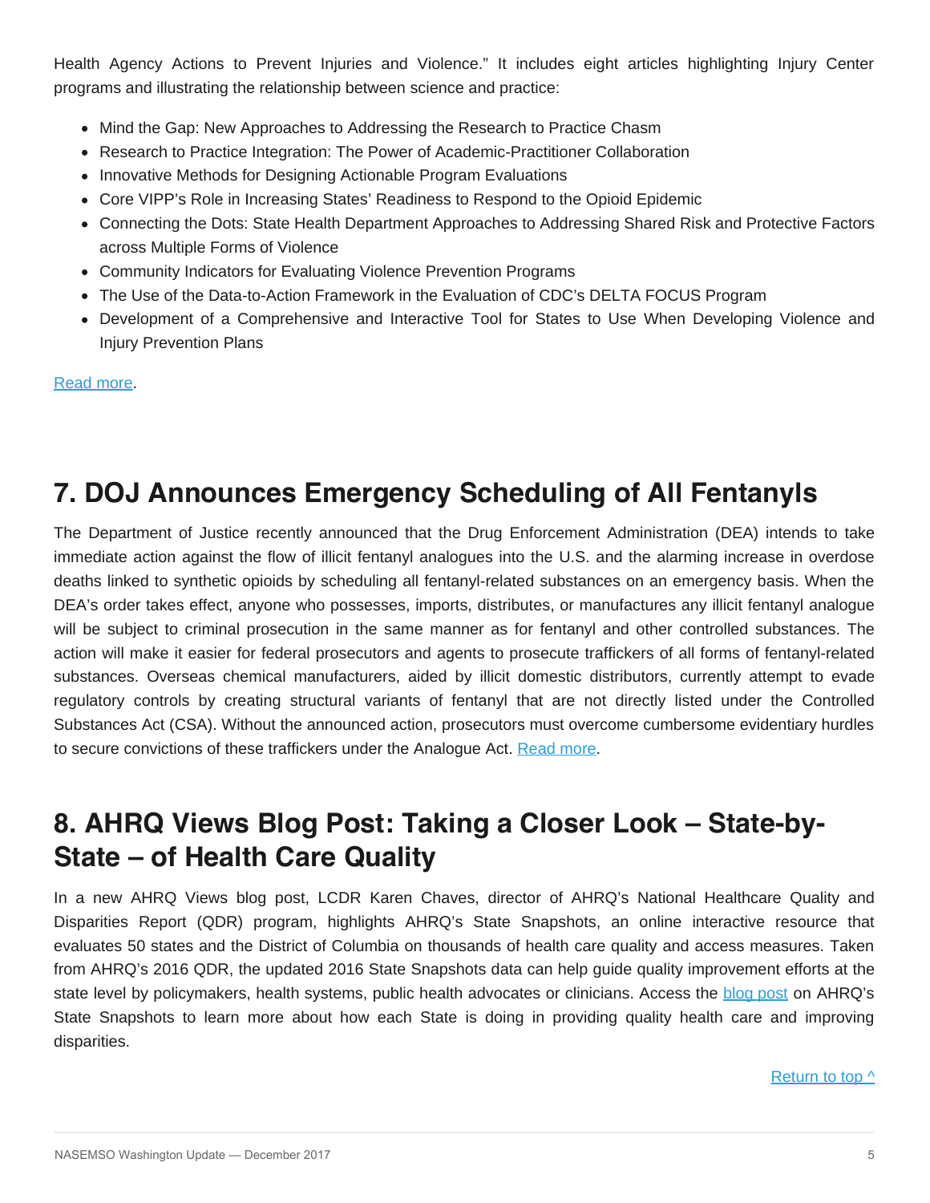Health Agency Actions to Prevent Injuries and Violence." It includes eight articles highlighting Injury Center programs and illustrating the relationship between science and practice:

- Mind the Gap: New Approaches to Addressing the Research to Practice Chasm
- Research to Practice Integration: The Power of Academic-Practitioner Collaboration
- Innovative Methods for Designing Actionable Program Evaluations
- Core VIPP's Role in Increasing States' Readiness to Respond to the Opioid Epidemic
- Connecting the Dots: State Health Department Approaches to Addressing Shared Risk and Protective Factors across Multiple Forms of Violence
- Community Indicators for Evaluating Violence Prevention Programs
- The Use of the Data-to-Action Framework in the Evaluation of CDC's DELTA FOCUS Program
- Development of a Comprehensive and Interactive Tool for States to Use When Developing Violence and Injury Prevention Plans

Read more.

## 7. DOJ Announces Emergency Scheduling of All Fentanyls

The Department of Justice recently announced that the Drug Enforcement Administration (DEA) intends to take immediate action against the flow of illicit fentanyl analogues into the U.S. and the alarming increase in overdose deaths linked to synthetic opioids by scheduling all fentanyl-related substances on an emergency basis. When the DEA's order takes effect, anyone who possesses, imports, distributes, or manufactures any illicit fentanyl analogue will be subject to criminal prosecution in the same manner as for fentanyl and other controlled substances. The action will make it easier for federal prosecutors and agents to prosecute traffickers of all forms of fentanyl-related substances. Overseas chemical manufacturers, aided by illicit domestic distributors, currently attempt to evade regulatory controls by creating structural variants of fentanyl that are not directly listed under the Controlled Substances Act (CSA). Without the announced action, prosecutors must overcome cumbersome evidentiary hurdles to secure convictions of these traffickers under the Analogue Act. Read more.

## 8. AHRQ Views Blog Post: Taking a Closer Look – State-by-State – of Health Care Quality

In a new AHRQ Views blog post, LCDR Karen Chaves, director of AHRQ's National Healthcare Quality and Disparities Report (QDR) program, highlights AHRQ's State Snapshots, an online interactive resource that evaluates 50 states and the District of Columbia on thousands of health care quality and access measures. Taken from AHRQ's 2016 QDR, the updated 2016 State Snapshots data can help guide quality improvement efforts at the state level by policymakers, health systems, public health advocates or clinicians. Access the blog post on AHRQ's State Snapshots to learn more about how each State is doing in providing quality health care and improving disparities.

Return to top ^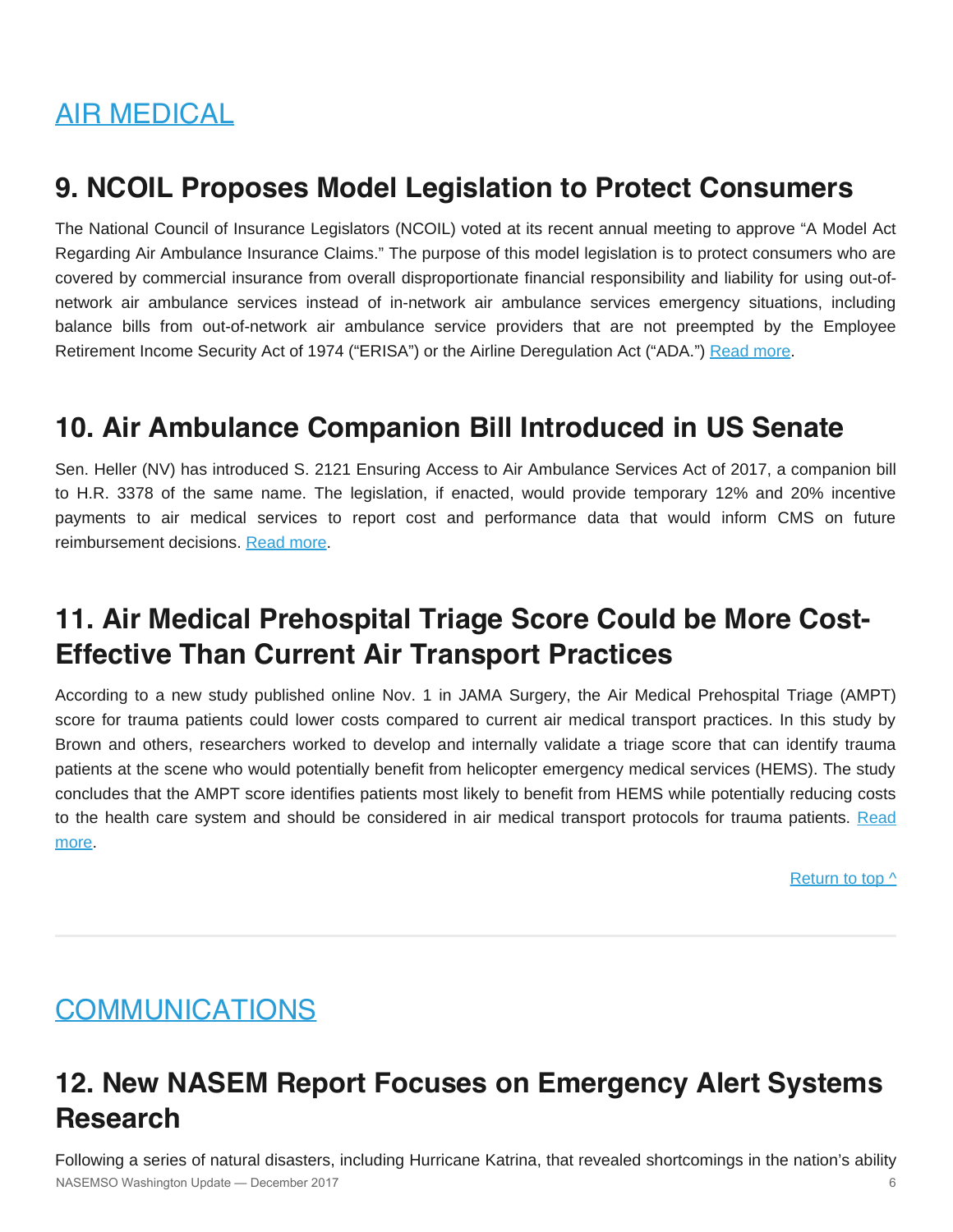# AIR MEDICAL

## 9. NCOIL Proposes Model Legislation to Protect Consumers

The National Council of Insurance Legislators (NCOIL) voted at its recent annual meeting to approve "A Model Act Regarding Air Ambulance Insurance Claims." The purpose of this model legislation is to protect consumers who are covered by commercial insurance from overall disproportionate financial responsibility and liability for using out-of-network air ambulance services instead of in-network air ambulance services emergency situations, including balance bills from out-of-network air ambulance service providers that are not preempted by the Employee Retirement Income Security Act of 1974 ("ERISA") or the Airline Deregulation Act ("ADA.") Read more.

## 10. Air Ambulance Companion Bill Introduced in US Senate

Sen. Heller (NV) has introduced S. 2121 Ensuring Access to Air Ambulance Services Act of 2017, a companion bill to H.R. 3378 of the same name. The legislation, if enacted, would provide temporary 12% and 20% incentive payments to air medical services to report cost and performance data that would inform CMS on future reimbursement decisions. Read more.

## 11. Air Medical Prehospital Triage Score Could be More Cost-Effective Than Current Air Transport Practices

According to a new study published online Nov. 1 in JAMA Surgery, the Air Medical Prehospital Triage (AMPT) score for trauma patients could lower costs compared to current air medical transport practices. In this study by Brown and others, researchers worked to develop and internally validate a triage score that can identify trauma patients at the scene who would potentially benefit from helicopter emergency medical services (HEMS). The study concludes that the AMPT score identifies patients most likely to benefit from HEMS while potentially reducing costs to the health care system and should be considered in air medical transport protocols for trauma patients. Read more.

Return to top ^

---

# COMMUNICATIONS

## 12. New NASEM Report Focuses on Emergency Alert Systems Research

Following a series of natural disasters, including Hurricane Katrina, that revealed shortcomings in the nation's ability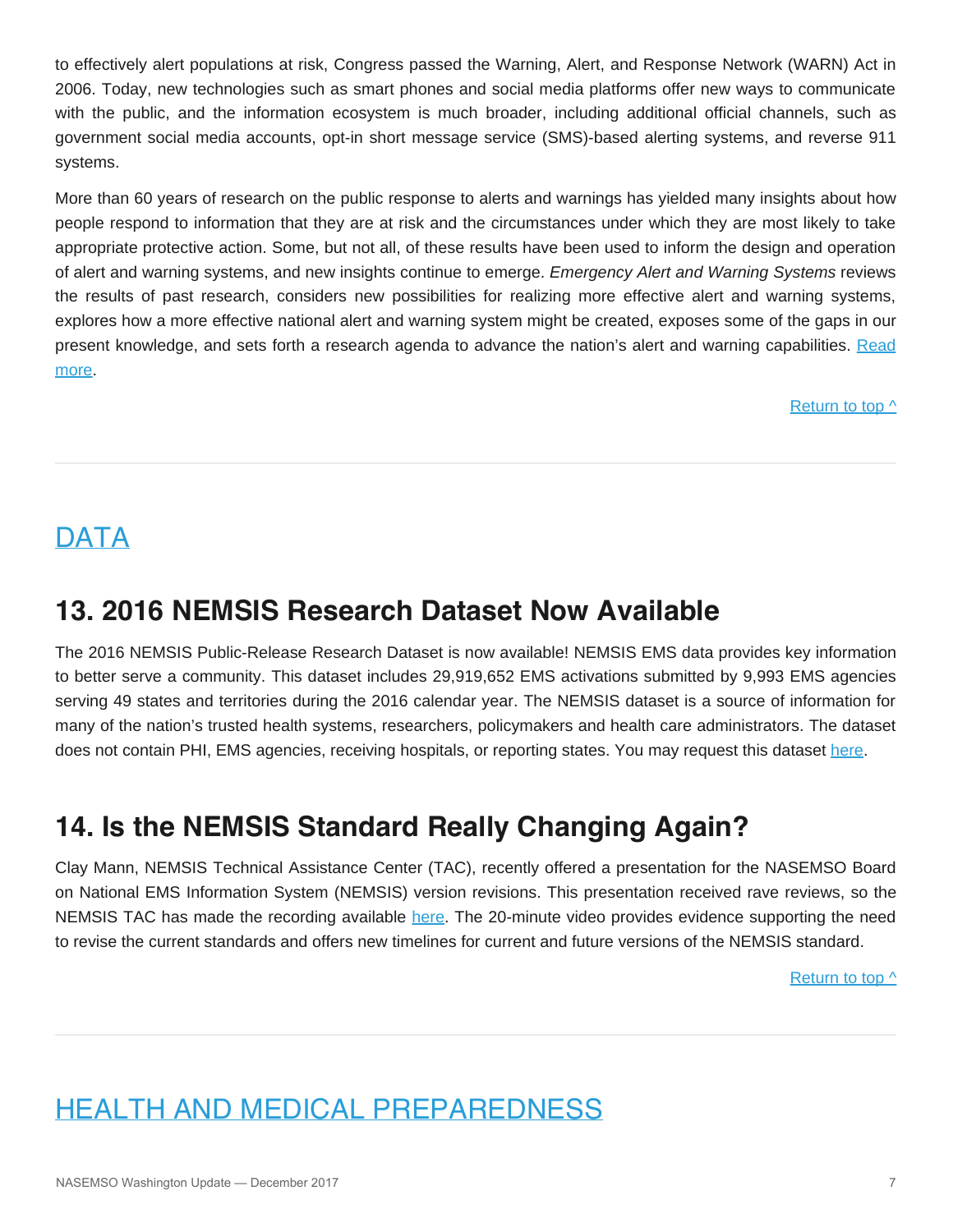to effectively alert populations at risk, Congress passed the Warning, Alert, and Response Network (WARN) Act in 2006. Today, new technologies such as smart phones and social media platforms offer new ways to communicate with the public, and the information ecosystem is much broader, including additional official channels, such as government social media accounts, opt-in short message service (SMS)-based alerting systems, and reverse 911 systems.

More than 60 years of research on the public response to alerts and warnings has yielded many insights about how people respond to information that they are at risk and the circumstances under which they are most likely to take appropriate protective action. Some, but not all, of these results have been used to inform the design and operation of alert and warning systems, and new insights continue to emerge. *Emergency Alert and Warning Systems* reviews the results of past research, considers new possibilities for realizing more effective alert and warning systems, explores how a more effective national alert and warning system might be created, exposes some of the gaps in our present knowledge, and sets forth a research agenda to advance the nation's alert and warning capabilities. Read more.

Return to top ^

# DATA

## 13. 2016 NEMSIS Research Dataset Now Available

The 2016 NEMSIS Public-Release Research Dataset is now available! NEMSIS EMS data provides key information to better serve a community. This dataset includes 29,919,652 EMS activations submitted by 9,993 EMS agencies serving 49 states and territories during the 2016 calendar year. The NEMSIS dataset is a source of information for many of the nation's trusted health systems, researchers, policymakers and health care administrators. The dataset does not contain PHI, EMS agencies, receiving hospitals, or reporting states. You may request this dataset here.

## 14. Is the NEMSIS Standard Really Changing Again?

Clay Mann, NEMSIS Technical Assistance Center (TAC), recently offered a presentation for the NASEMSO Board on National EMS Information System (NEMSIS) version revisions. This presentation received rave reviews, so the NEMSIS TAC has made the recording available here. The 20-minute video provides evidence supporting the need to revise the current standards and offers new timelines for current and future versions of the NEMSIS standard.

Return to top ^

# HEALTH AND MEDICAL PREPAREDNESS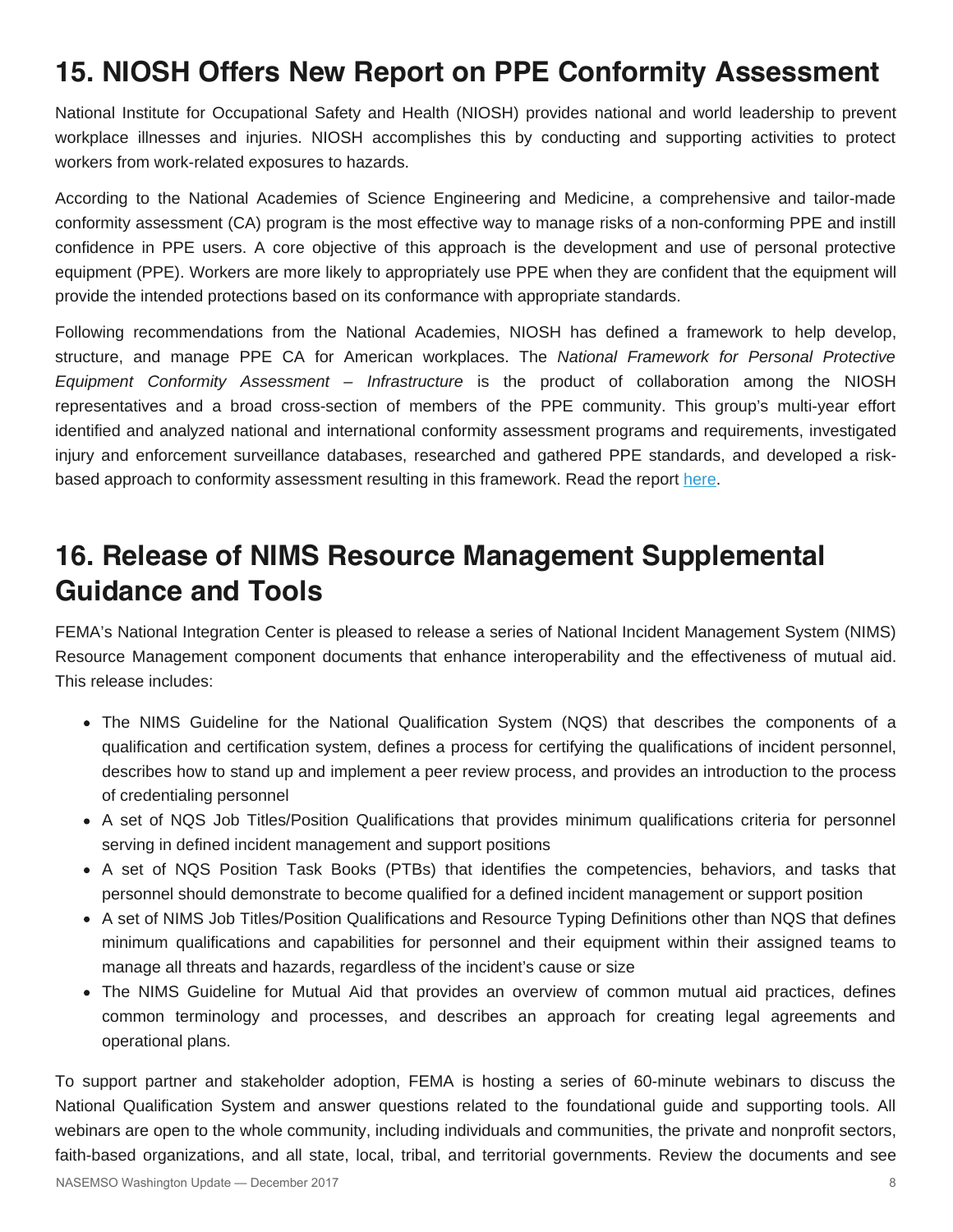## 15. NIOSH Offers New Report on PPE Conformity Assessment

National Institute for Occupational Safety and Health (NIOSH) provides national and world leadership to prevent workplace illnesses and injuries. NIOSH accomplishes this by conducting and supporting activities to protect workers from work-related exposures to hazards.

According to the National Academies of Science Engineering and Medicine, a comprehensive and tailor-made conformity assessment (CA) program is the most effective way to manage risks of a non-conforming PPE and instill confidence in PPE users. A core objective of this approach is the development and use of personal protective equipment (PPE). Workers are more likely to appropriately use PPE when they are confident that the equipment will provide the intended protections based on its conformance with appropriate standards.

Following recommendations from the National Academies, NIOSH has defined a framework to help develop, structure, and manage PPE CA for American workplaces. The *National Framework for Personal Protective Equipment Conformity Assessment – Infrastructure* is the product of collaboration among the NIOSH representatives and a broad cross-section of members of the PPE community. This group's multi-year effort identified and analyzed national and international conformity assessment programs and requirements, investigated injury and enforcement surveillance databases, researched and gathered PPE standards, and developed a risk-based approach to conformity assessment resulting in this framework. Read the report here.

## 16. Release of NIMS Resource Management Supplemental Guidance and Tools

FEMA's National Integration Center is pleased to release a series of National Incident Management System (NIMS) Resource Management component documents that enhance interoperability and the effectiveness of mutual aid. This release includes:

- The NIMS Guideline for the National Qualification System (NQS) that describes the components of a qualification and certification system, defines a process for certifying the qualifications of incident personnel, describes how to stand up and implement a peer review process, and provides an introduction to the process of credentialing personnel
- A set of NQS Job Titles/Position Qualifications that provides minimum qualifications criteria for personnel serving in defined incident management and support positions
- A set of NQS Position Task Books (PTBs) that identifies the competencies, behaviors, and tasks that personnel should demonstrate to become qualified for a defined incident management or support position
- A set of NIMS Job Titles/Position Qualifications and Resource Typing Definitions other than NQS that defines minimum qualifications and capabilities for personnel and their equipment within their assigned teams to manage all threats and hazards, regardless of the incident's cause or size
- The NIMS Guideline for Mutual Aid that provides an overview of common mutual aid practices, defines common terminology and processes, and describes an approach for creating legal agreements and operational plans.

To support partner and stakeholder adoption, FEMA is hosting a series of 60-minute webinars to discuss the National Qualification System and answer questions related to the foundational guide and supporting tools. All webinars are open to the whole community, including individuals and communities, the private and nonprofit sectors, faith-based organizations, and all state, local, tribal, and territorial governments. Review the documents and see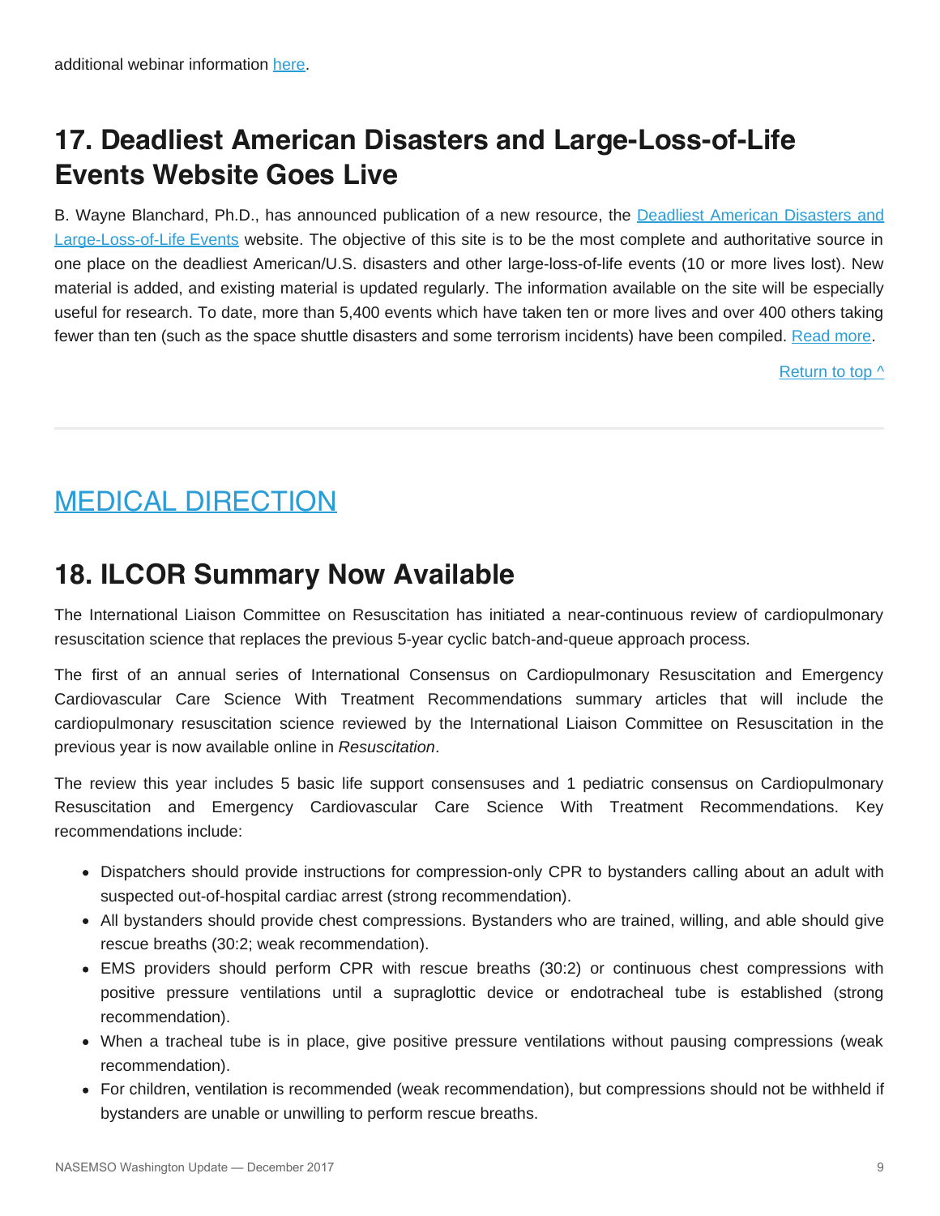additional webinar information here.

## 17. Deadliest American Disasters and Large-Loss-of-Life Events Website Goes Live

B. Wayne Blanchard, Ph.D., has announced publication of a new resource, the Deadliest American Disasters and Large-Loss-of-Life Events website. The objective of this site is to be the most complete and authoritative source in one place on the deadliest American/U.S. disasters and other large-loss-of-life events (10 or more lives lost). New material is added, and existing material is updated regularly. The information available on the site will be especially useful for research. To date, more than 5,400 events which have taken ten or more lives and over 400 others taking fewer than ten (such as the space shuttle disasters and some terrorism incidents) have been compiled. Read more.

Return to top ^

---

# MEDICAL DIRECTION

## 18. ILCOR Summary Now Available

The International Liaison Committee on Resuscitation has initiated a near-continuous review of cardiopulmonary resuscitation science that replaces the previous 5-year cyclic batch-and-queue approach process.

The first of an annual series of International Consensus on Cardiopulmonary Resuscitation and Emergency Cardiovascular Care Science With Treatment Recommendations summary articles that will include the cardiopulmonary resuscitation science reviewed by the International Liaison Committee on Resuscitation in the previous year is now available online in *Resuscitation*.

The review this year includes 5 basic life support consensuses and 1 pediatric consensus on Cardiopulmonary Resuscitation and Emergency Cardiovascular Care Science With Treatment Recommendations. Key recommendations include:

- Dispatchers should provide instructions for compression-only CPR to bystanders calling about an adult with suspected out-of-hospital cardiac arrest (strong recommendation).
- All bystanders should provide chest compressions. Bystanders who are trained, willing, and able should give rescue breaths (30:2; weak recommendation).
- EMS providers should perform CPR with rescue breaths (30:2) or continuous chest compressions with positive pressure ventilations until a supraglottic device or endotracheal tube is established (strong recommendation).
- When a tracheal tube is in place, give positive pressure ventilations without pausing compressions (weak recommendation).
- For children, ventilation is recommended (weak recommendation), but compressions should not be withheld if bystanders are unable or unwilling to perform rescue breaths.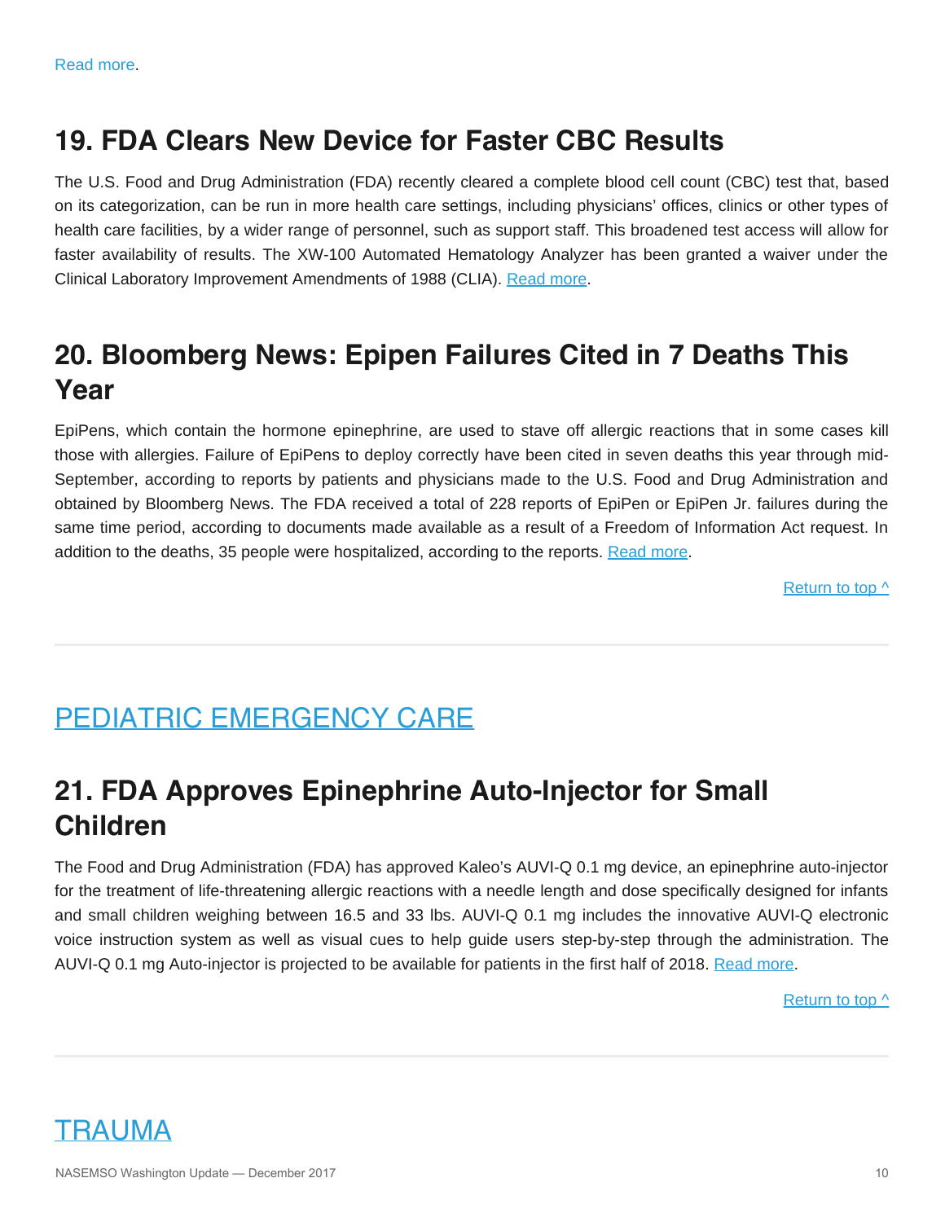Read more.

## 19. FDA Clears New Device for Faster CBC Results

The U.S. Food and Drug Administration (FDA) recently cleared a complete blood cell count (CBC) test that, based on its categorization, can be run in more health care settings, including physicians' offices, clinics or other types of health care facilities, by a wider range of personnel, such as support staff. This broadened test access will allow for faster availability of results. The XW-100 Automated Hematology Analyzer has been granted a waiver under the Clinical Laboratory Improvement Amendments of 1988 (CLIA). Read more.

## 20. Bloomberg News: Epipen Failures Cited in 7 Deaths This Year

EpiPens, which contain the hormone epinephrine, are used to stave off allergic reactions that in some cases kill those with allergies. Failure of EpiPens to deploy correctly have been cited in seven deaths this year through mid-September, according to reports by patients and physicians made to the U.S. Food and Drug Administration and obtained by Bloomberg News. The FDA received a total of 228 reports of EpiPen or EpiPen Jr. failures during the same time period, according to documents made available as a result of a Freedom of Information Act request. In addition to the deaths, 35 people were hospitalized, according to the reports. Read more.

Return to top ^

---

# PEDIATRIC EMERGENCY CARE

## 21. FDA Approves Epinephrine Auto-Injector for Small Children

The Food and Drug Administration (FDA) has approved Kaleo's AUVI-Q 0.1 mg device, an epinephrine auto-injector for the treatment of life-threatening allergic reactions with a needle length and dose specifically designed for infants and small children weighing between 16.5 and 33 lbs. AUVI-Q 0.1 mg includes the innovative AUVI-Q electronic voice instruction system as well as visual cues to help guide users step-by-step through the administration. The AUVI-Q 0.1 mg Auto-injector is projected to be available for patients in the first half of 2018. Read more.

Return to top ^

---

# TRAUMA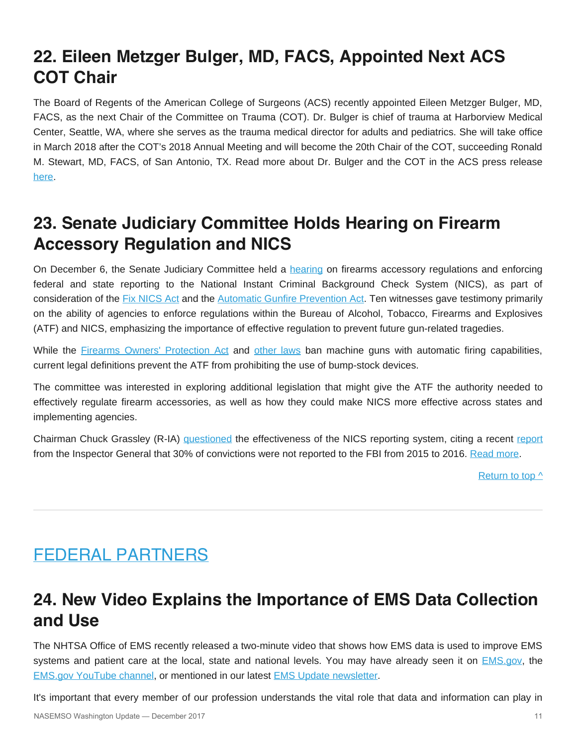## 22. Eileen Metzger Bulger, MD, FACS, Appointed Next ACS COT Chair

The Board of Regents of the American College of Surgeons (ACS) recently appointed Eileen Metzger Bulger, MD, FACS, as the next Chair of the Committee on Trauma (COT). Dr. Bulger is chief of trauma at Harborview Medical Center, Seattle, WA, where she serves as the trauma medical director for adults and pediatrics. She will take office in March 2018 after the COT's 2018 Annual Meeting and will become the 20th Chair of the COT, succeeding Ronald M. Stewart, MD, FACS, of San Antonio, TX. Read more about Dr. Bulger and the COT in the ACS press release here.

## 23. Senate Judiciary Committee Holds Hearing on Firearm Accessory Regulation and NICS

On December 6, the Senate Judiciary Committee held a hearing on firearms accessory regulations and enforcing federal and state reporting to the National Instant Criminal Background Check System (NICS), as part of consideration of the Fix NICS Act and the Automatic Gunfire Prevention Act. Ten witnesses gave testimony primarily on the ability of agencies to enforce regulations within the Bureau of Alcohol, Tobacco, Firearms and Explosives (ATF) and NICS, emphasizing the importance of effective regulation to prevent future gun-related tragedies.

While the Firearms Owners' Protection Act and other laws ban machine guns with automatic firing capabilities, current legal definitions prevent the ATF from prohibiting the use of bump-stock devices.

The committee was interested in exploring additional legislation that might give the ATF the authority needed to effectively regulate firearm accessories, as well as how they could make NICS more effective across states and implementing agencies.

Chairman Chuck Grassley (R-IA) questioned the effectiveness of the NICS reporting system, citing a recent report from the Inspector General that 30% of convictions were not reported to the FBI from 2015 to 2016. Read more.

Return to top ^

---

# FEDERAL PARTNERS

## 24. New Video Explains the Importance of EMS Data Collection and Use

The NHTSA Office of EMS recently released a two-minute video that shows how EMS data is used to improve EMS systems and patient care at the local, state and national levels. You may have already seen it on EMS.gov, the EMS.gov YouTube channel, or mentioned in our latest EMS Update newsletter.

It's important that every member of our profession understands the vital role that data and information can play in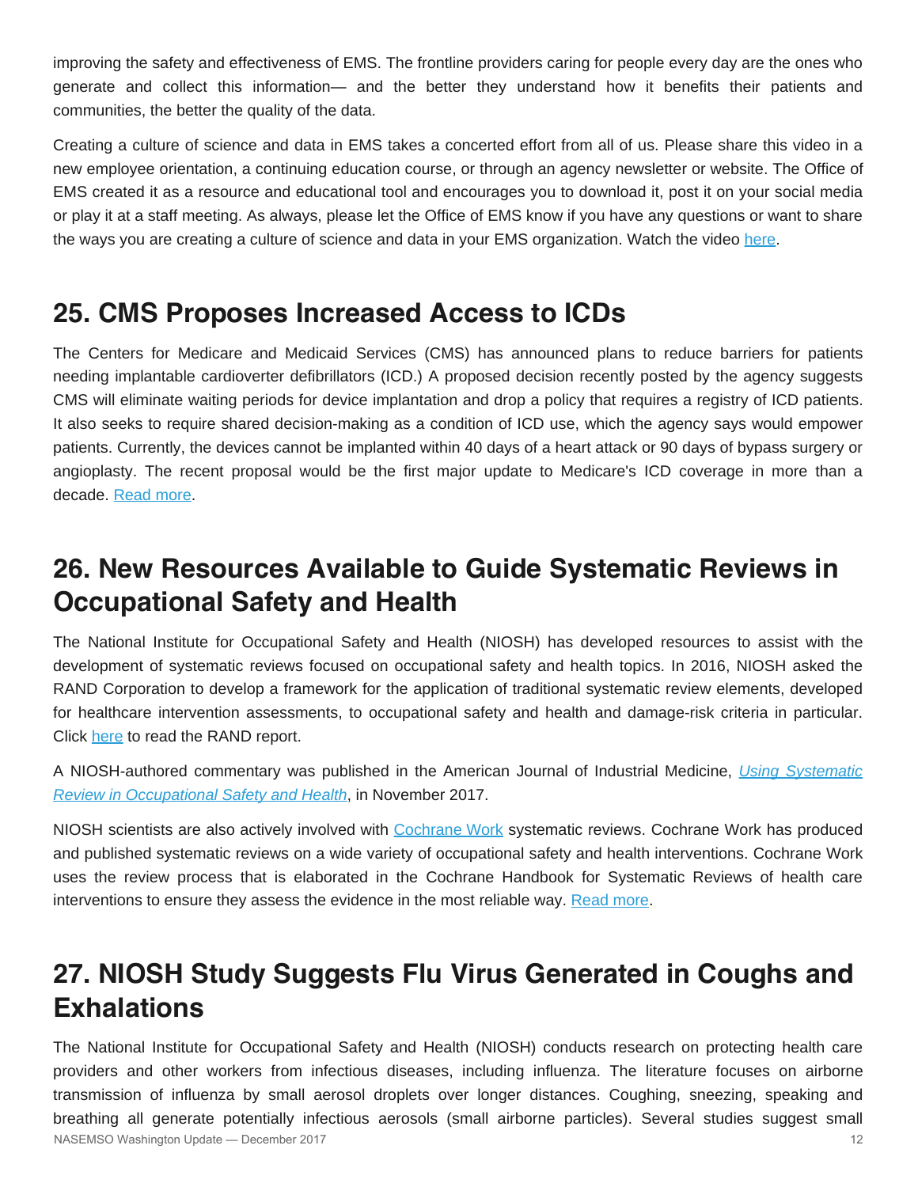improving the safety and effectiveness of EMS. The frontline providers caring for people every day are the ones who generate and collect this information— and the better they understand how it benefits their patients and communities, the better the quality of the data.

Creating a culture of science and data in EMS takes a concerted effort from all of us. Please share this video in a new employee orientation, a continuing education course, or through an agency newsletter or website. The Office of EMS created it as a resource and educational tool and encourages you to download it, post it on your social media or play it at a staff meeting. As always, please let the Office of EMS know if you have any questions or want to share the ways you are creating a culture of science and data in your EMS organization. Watch the video here.

## 25. CMS Proposes Increased Access to ICDs

The Centers for Medicare and Medicaid Services (CMS) has announced plans to reduce barriers for patients needing implantable cardioverter defibrillators (ICD.) A proposed decision recently posted by the agency suggests CMS will eliminate waiting periods for device implantation and drop a policy that requires a registry of ICD patients. It also seeks to require shared decision-making as a condition of ICD use, which the agency says would empower patients. Currently, the devices cannot be implanted within 40 days of a heart attack or 90 days of bypass surgery or angioplasty. The recent proposal would be the first major update to Medicare's ICD coverage in more than a decade. Read more.

## 26. New Resources Available to Guide Systematic Reviews in Occupational Safety and Health

The National Institute for Occupational Safety and Health (NIOSH) has developed resources to assist with the development of systematic reviews focused on occupational safety and health topics. In 2016, NIOSH asked the RAND Corporation to develop a framework for the application of traditional systematic review elements, developed for healthcare intervention assessments, to occupational safety and health and damage-risk criteria in particular. Click here to read the RAND report.

A NIOSH-authored commentary was published in the American Journal of Industrial Medicine, *Using Systematic Review in Occupational Safety and Health*, in November 2017.

NIOSH scientists are also actively involved with Cochrane Work systematic reviews. Cochrane Work has produced and published systematic reviews on a wide variety of occupational safety and health interventions. Cochrane Work uses the review process that is elaborated in the Cochrane Handbook for Systematic Reviews of health care interventions to ensure they assess the evidence in the most reliable way. Read more.

## 27. NIOSH Study Suggests Flu Virus Generated in Coughs and Exhalations

The National Institute for Occupational Safety and Health (NIOSH) conducts research on protecting health care providers and other workers from infectious diseases, including influenza. The literature focuses on airborne transmission of influenza by small aerosol droplets over longer distances. Coughing, sneezing, speaking and breathing all generate potentially infectious aerosols (small airborne particles). Several studies suggest small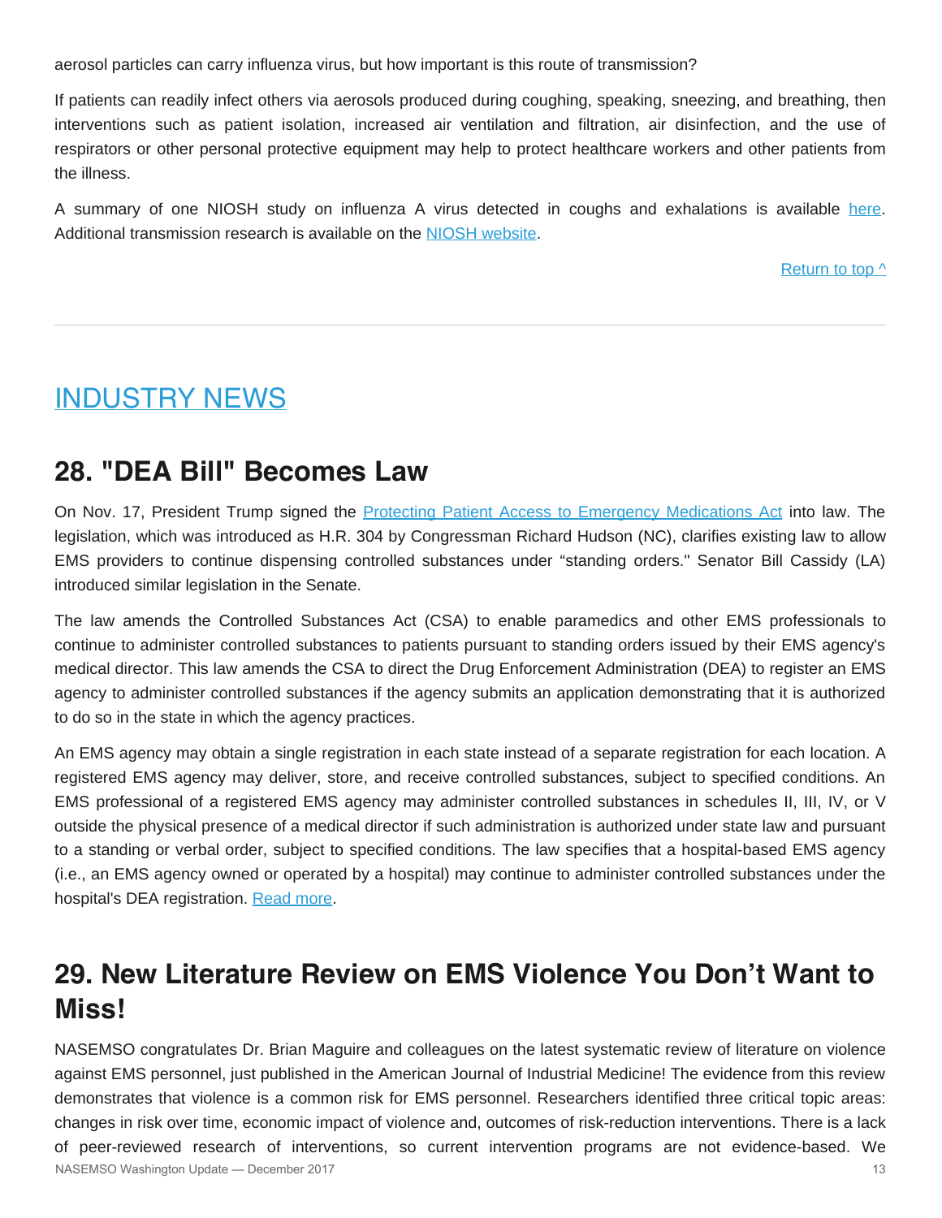aerosol particles can carry influenza virus, but how important is this route of transmission?

If patients can readily infect others via aerosols produced during coughing, speaking, sneezing, and breathing, then interventions such as patient isolation, increased air ventilation and filtration, air disinfection, and the use of respirators or other personal protective equipment may help to protect healthcare workers and other patients from the illness.

A summary of one NIOSH study on influenza A virus detected in coughs and exhalations is available here. Additional transmission research is available on the NIOSH website.

Return to top ^

---

# INDUSTRY NEWS

## 28. "DEA Bill" Becomes Law

On Nov. 17, President Trump signed the Protecting Patient Access to Emergency Medications Act into law. The legislation, which was introduced as H.R. 304 by Congressman Richard Hudson (NC), clarifies existing law to allow EMS providers to continue dispensing controlled substances under “standing orders." Senator Bill Cassidy (LA) introduced similar legislation in the Senate.

The law amends the Controlled Substances Act (CSA) to enable paramedics and other EMS professionals to continue to administer controlled substances to patients pursuant to standing orders issued by their EMS agency's medical director. This law amends the CSA to direct the Drug Enforcement Administration (DEA) to register an EMS agency to administer controlled substances if the agency submits an application demonstrating that it is authorized to do so in the state in which the agency practices.

An EMS agency may obtain a single registration in each state instead of a separate registration for each location. A registered EMS agency may deliver, store, and receive controlled substances, subject to specified conditions. An EMS professional of a registered EMS agency may administer controlled substances in schedules II, III, IV, or V outside the physical presence of a medical director if such administration is authorized under state law and pursuant to a standing or verbal order, subject to specified conditions. The law specifies that a hospital-based EMS agency (i.e., an EMS agency owned or operated by a hospital) may continue to administer controlled substances under the hospital's DEA registration. Read more.

## 29. New Literature Review on EMS Violence You Don’t Want to Miss!

NASEMSO congratulates Dr. Brian Maguire and colleagues on the latest systematic review of literature on violence against EMS personnel, just published in the American Journal of Industrial Medicine! The evidence from this review demonstrates that violence is a common risk for EMS personnel. Researchers identified three critical topic areas: changes in risk over time, economic impact of violence and, outcomes of risk-reduction interventions. There is a lack of peer-reviewed research of interventions, so current intervention programs are not evidence-based. We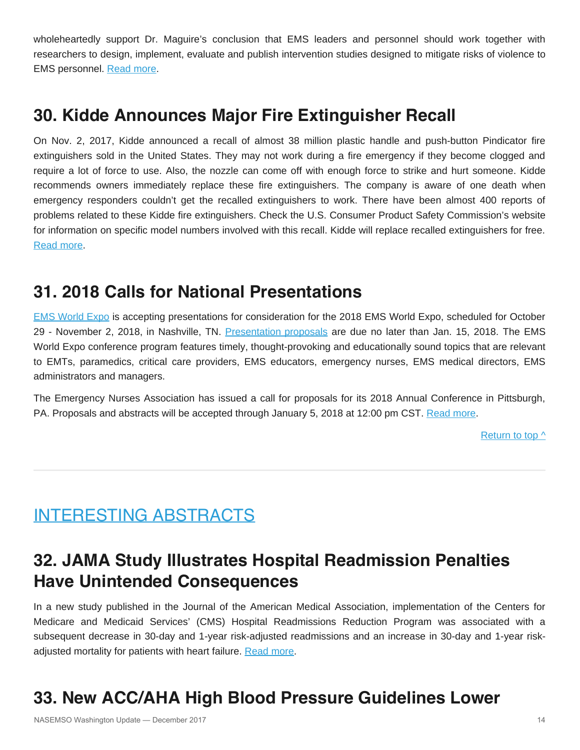wholeheartedly support Dr. Maguire's conclusion that EMS leaders and personnel should work together with researchers to design, implement, evaluate and publish intervention studies designed to mitigate risks of violence to EMS personnel. Read more.

## 30. Kidde Announces Major Fire Extinguisher Recall

On Nov. 2, 2017, Kidde announced a recall of almost 38 million plastic handle and push-button Pindicator fire extinguishers sold in the United States. They may not work during a fire emergency if they become clogged and require a lot of force to use. Also, the nozzle can come off with enough force to strike and hurt someone. Kidde recommends owners immediately replace these fire extinguishers. The company is aware of one death when emergency responders couldn't get the recalled extinguishers to work. There have been almost 400 reports of problems related to these Kidde fire extinguishers. Check the U.S. Consumer Product Safety Commission's website for information on specific model numbers involved with this recall. Kidde will replace recalled extinguishers for free. Read more.

## 31. 2018 Calls for National Presentations

EMS World Expo is accepting presentations for consideration for the 2018 EMS World Expo, scheduled for October 29 - November 2, 2018, in Nashville, TN. Presentation proposals are due no later than Jan. 15, 2018. The EMS World Expo conference program features timely, thought-provoking and educationally sound topics that are relevant to EMTs, paramedics, critical care providers, EMS educators, emergency nurses, EMS medical directors, EMS administrators and managers.

The Emergency Nurses Association has issued a call for proposals for its 2018 Annual Conference in Pittsburgh, PA. Proposals and abstracts will be accepted through January 5, 2018 at 12:00 pm CST. Read more.

Return to top ^

# INTERESTING ABSTRACTS

## 32. JAMA Study Illustrates Hospital Readmission Penalties Have Unintended Consequences

In a new study published in the Journal of the American Medical Association, implementation of the Centers for Medicare and Medicaid Services' (CMS) Hospital Readmissions Reduction Program was associated with a subsequent decrease in 30-day and 1-year risk-adjusted readmissions and an increase in 30-day and 1-year risk-adjusted mortality for patients with heart failure. Read more.

## 33. New ACC/AHA High Blood Pressure Guidelines Lower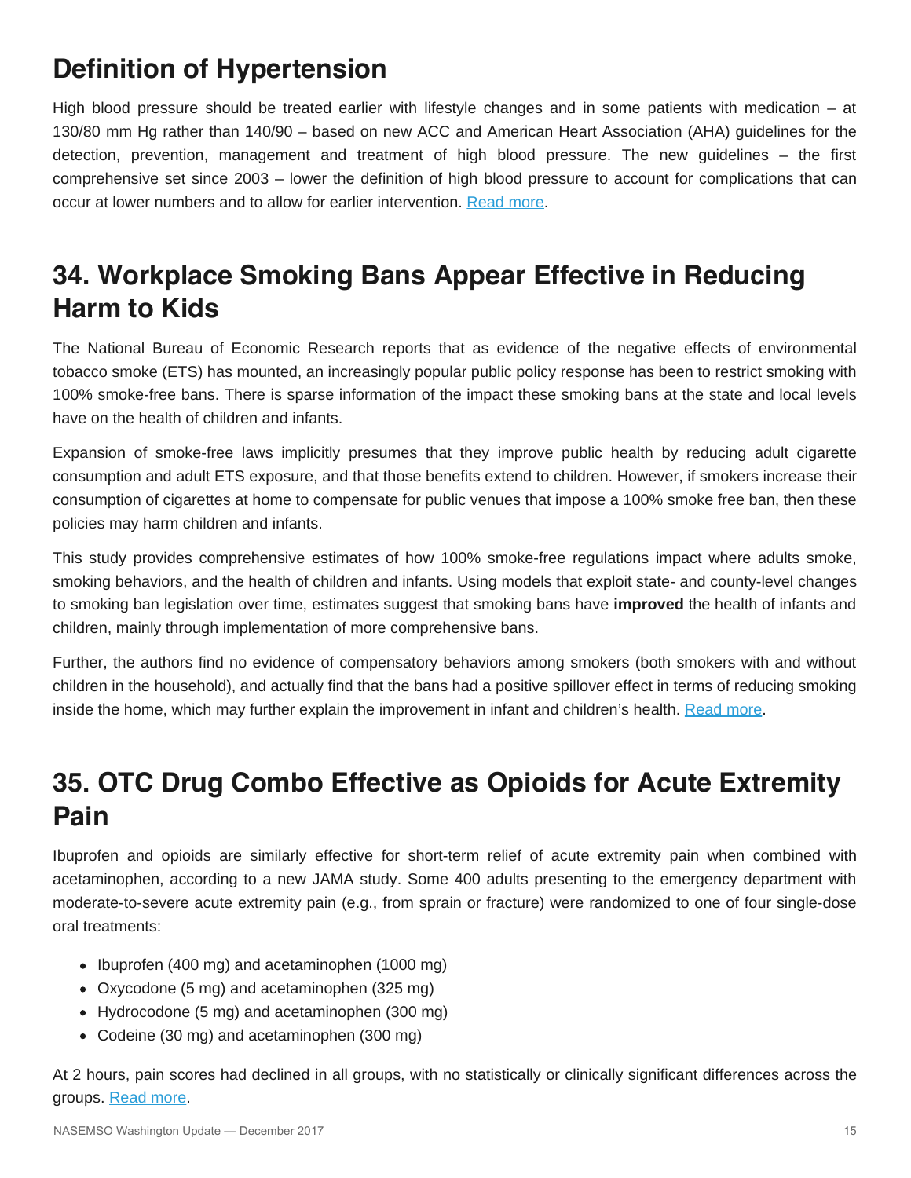## Definition of Hypertension

High blood pressure should be treated earlier with lifestyle changes and in some patients with medication – at 130/80 mm Hg rather than 140/90 – based on new ACC and American Heart Association (AHA) guidelines for the detection, prevention, management and treatment of high blood pressure. The new guidelines – the first comprehensive set since 2003 – lower the definition of high blood pressure to account for complications that can occur at lower numbers and to allow for earlier intervention. Read more.

## 34. Workplace Smoking Bans Appear Effective in Reducing Harm to Kids

The National Bureau of Economic Research reports that as evidence of the negative effects of environmental tobacco smoke (ETS) has mounted, an increasingly popular public policy response has been to restrict smoking with 100% smoke-free bans. There is sparse information of the impact these smoking bans at the state and local levels have on the health of children and infants.

Expansion of smoke-free laws implicitly presumes that they improve public health by reducing adult cigarette consumption and adult ETS exposure, and that those benefits extend to children. However, if smokers increase their consumption of cigarettes at home to compensate for public venues that impose a 100% smoke free ban, then these policies may harm children and infants.

This study provides comprehensive estimates of how 100% smoke-free regulations impact where adults smoke, smoking behaviors, and the health of children and infants. Using models that exploit state- and county-level changes to smoking ban legislation over time, estimates suggest that smoking bans have **improved** the health of infants and children, mainly through implementation of more comprehensive bans.

Further, the authors find no evidence of compensatory behaviors among smokers (both smokers with and without children in the household), and actually find that the bans had a positive spillover effect in terms of reducing smoking inside the home, which may further explain the improvement in infant and children's health. Read more.

## 35. OTC Drug Combo Effective as Opioids for Acute Extremity Pain

Ibuprofen and opioids are similarly effective for short-term relief of acute extremity pain when combined with acetaminophen, according to a new JAMA study. Some 400 adults presenting to the emergency department with moderate-to-severe acute extremity pain (e.g., from sprain or fracture) were randomized to one of four single-dose oral treatments:

- Ibuprofen (400 mg) and acetaminophen (1000 mg)
- Oxycodone (5 mg) and acetaminophen (325 mg)
- Hydrocodone (5 mg) and acetaminophen (300 mg)
- Codeine (30 mg) and acetaminophen (300 mg)

At 2 hours, pain scores had declined in all groups, with no statistically or clinically significant differences across the groups. Read more.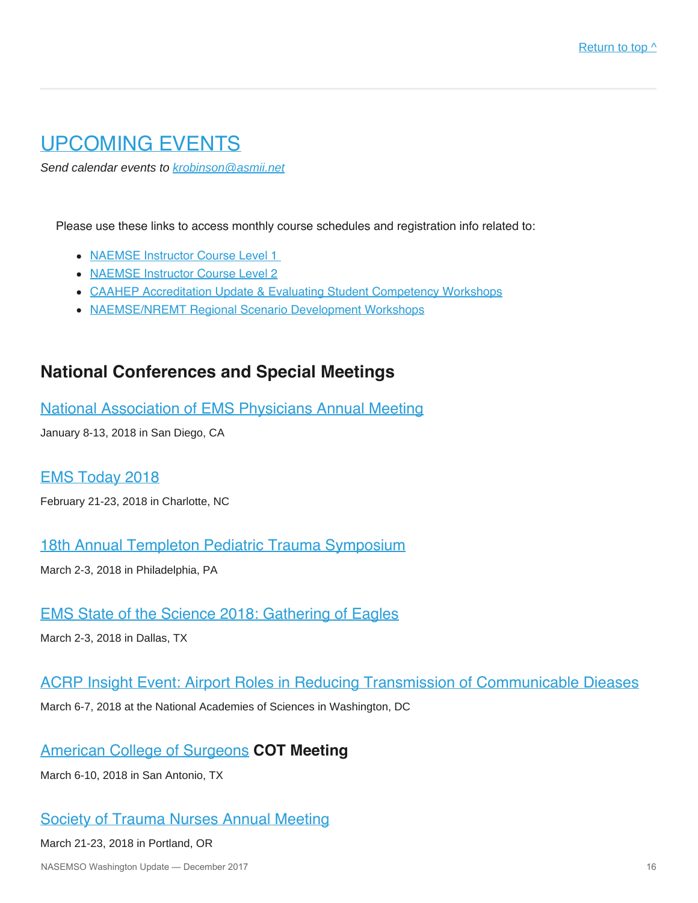[Return to top ^]

## UPCOMING EVENTS

*Send calendar events to krobinson@asmii.net*

Please use these links to access monthly course schedules and registration info related to:

- NAEMSE Instructor Course Level 1
- NAEMSE Instructor Course Level 2
- CAAHEP Accreditation Update & Evaluating Student Competency Workshops
- NAEMSE/NREMT Regional Scenario Development Workshops

### National Conferences and Special Meetings

#### National Association of EMS Physicians Annual Meeting

January 8-13, 2018 in San Diego, CA

#### EMS Today 2018

February 21-23, 2018 in Charlotte, NC

#### 18th Annual Templeton Pediatric Trauma Symposium

March 2-3, 2018 in Philadelphia, PA

#### EMS State of the Science 2018: Gathering of Eagles

March 2-3, 2018 in Dallas, TX

#### ACRP Insight Event: Airport Roles in Reducing Transmission of Communicable Dieases

March 6-7, 2018 at the National Academies of Sciences in Washington, DC

#### American College of Surgeons **COT Meeting**

March 6-10, 2018 in San Antonio, TX

#### Society of Trauma Nurses Annual Meeting

March 21-23, 2018 in Portland, OR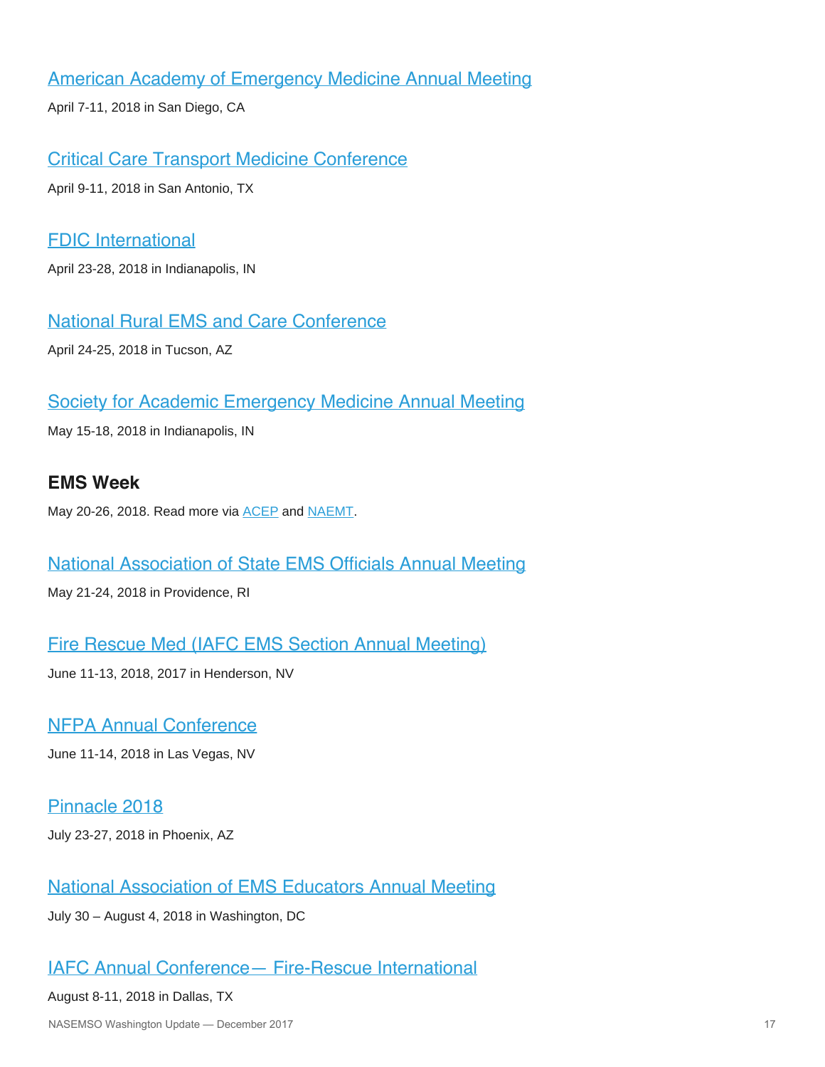### American Academy of Emergency Medicine Annual Meeting

April 7-11, 2018 in San Diego, CA

### Critical Care Transport Medicine Conference

April 9-11, 2018 in San Antonio, TX

### FDIC International

April 23-28, 2018 in Indianapolis, IN

### National Rural EMS and Care Conference

April 24-25, 2018 in Tucson, AZ

### Society for Academic Emergency Medicine Annual Meeting

May 15-18, 2018 in Indianapolis, IN

### EMS Week

May 20-26, 2018. Read more via ACEP and NAEMT.

### National Association of State EMS Officials Annual Meeting

May 21-24, 2018 in Providence, RI

### Fire Rescue Med (IAFC EMS Section Annual Meeting)

June 11-13, 2018, 2017 in Henderson, NV

### NFPA Annual Conference

June 11-14, 2018 in Las Vegas, NV

### Pinnacle 2018

July 23-27, 2018 in Phoenix, AZ

### National Association of EMS Educators Annual Meeting

July 30 – August 4, 2018 in Washington, DC

### IAFC Annual Conference— Fire-Rescue International

August 8-11, 2018 in Dallas, TX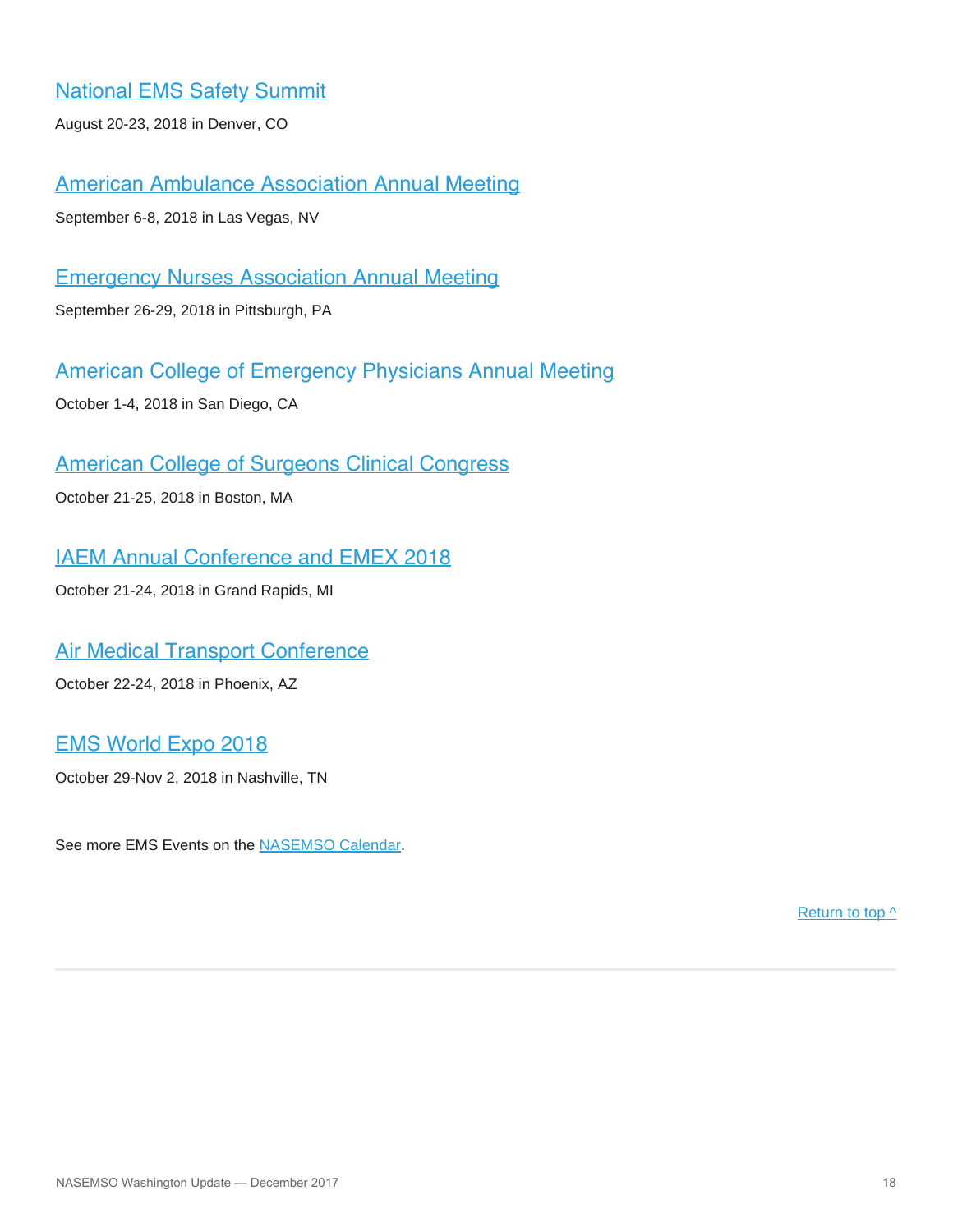### National EMS Safety Summit

August 20-23, 2018 in Denver, CO

### American Ambulance Association Annual Meeting

September 6-8, 2018 in Las Vegas, NV

### Emergency Nurses Association Annual Meeting

September 26-29, 2018 in Pittsburgh, PA

### American College of Emergency Physicians Annual Meeting

October 1-4, 2018 in San Diego, CA

### American College of Surgeons Clinical Congress

October 21-25, 2018 in Boston, MA

### IAEM Annual Conference and EMEX 2018

October 21-24, 2018 in Grand Rapids, MI

### Air Medical Transport Conference

October 22-24, 2018 in Phoenix, AZ

### EMS World Expo 2018

October 29-Nov 2, 2018 in Nashville, TN

See more EMS Events on the NASEMSO Calendar.

Return to top ^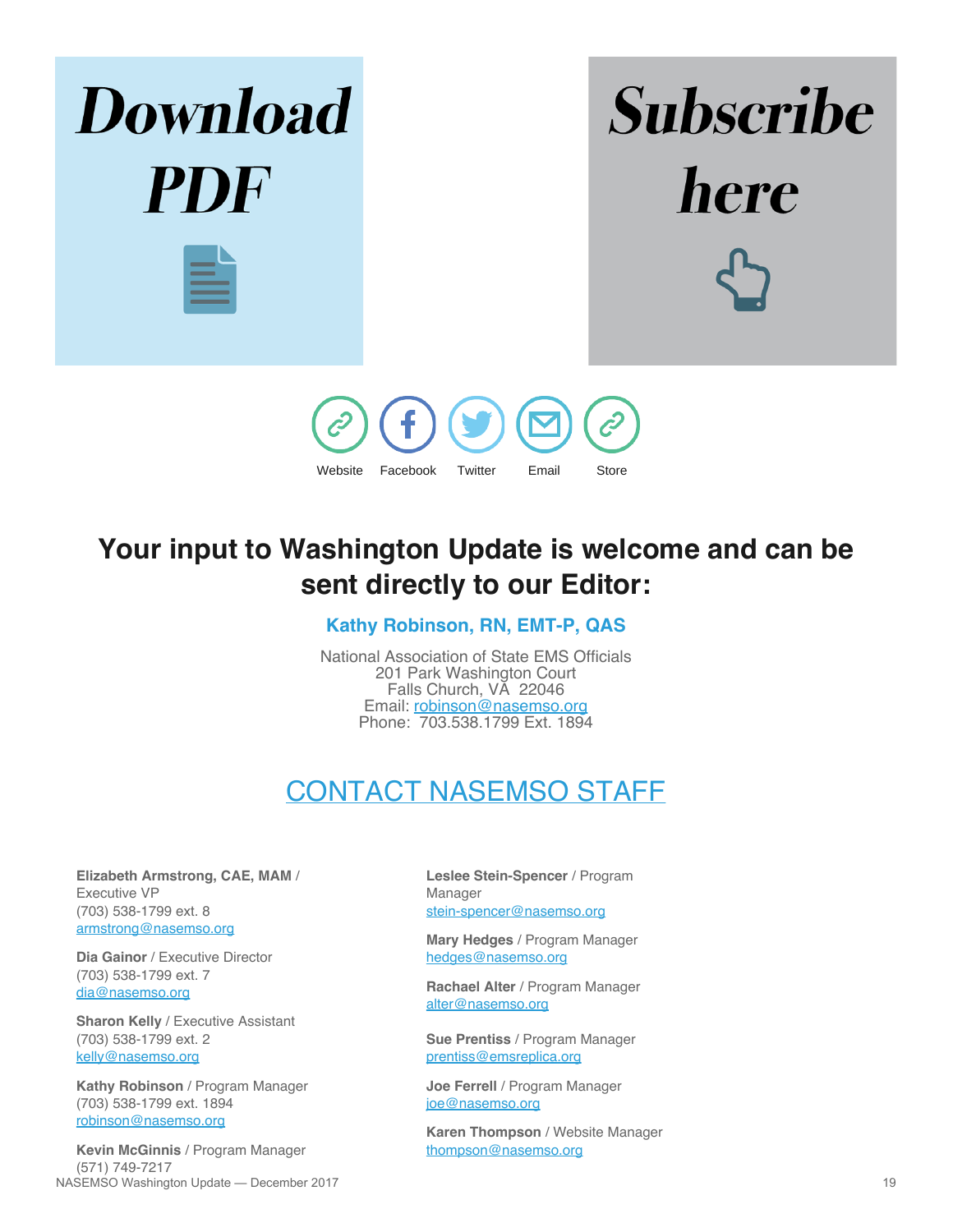**Download PDF**

**Subscribe here**

Website Facebook Twitter Email Store

## Your input to Washington Update is welcome and can be sent directly to our Editor:

**Kathy Robinson, RN, EMT-P, QAS**

National Association of State EMS Officials
201 Park Washington Court
Falls Church, VA 22046
Email: robinson@nasemso.org
Phone: 703.538.1799 Ext. 1894

## CONTACT NASEMSO STAFF

**Elizabeth Armstrong, CAE, MAM** / Executive VP
(703) 538-1799 ext. 8
armstrong@nasemso.org

**Dia Gainor** / Executive Director
(703) 538-1799 ext. 7
dia@nasemso.org

**Sharon Kelly** / Executive Assistant
(703) 538-1799 ext. 2
kelly@nasemso.org

**Kathy Robinson** / Program Manager
(703) 538-1799 ext. 1894
robinson@nasemso.org

**Kevin McGinnis** / Program Manager
(571) 749-7217

**Leslee Stein-Spencer** / Program Manager
stein-spencer@nasemso.org

**Mary Hedges** / Program Manager
hedges@nasemso.org

**Rachael Alter** / Program Manager
alter@nasemso.org

**Sue Prentiss** / Program Manager
prentiss@emsreplica.org

**Joe Ferrell** / Program Manager
joe@nasemso.org

**Karen Thompson** / Website Manager
thompson@nasemso.org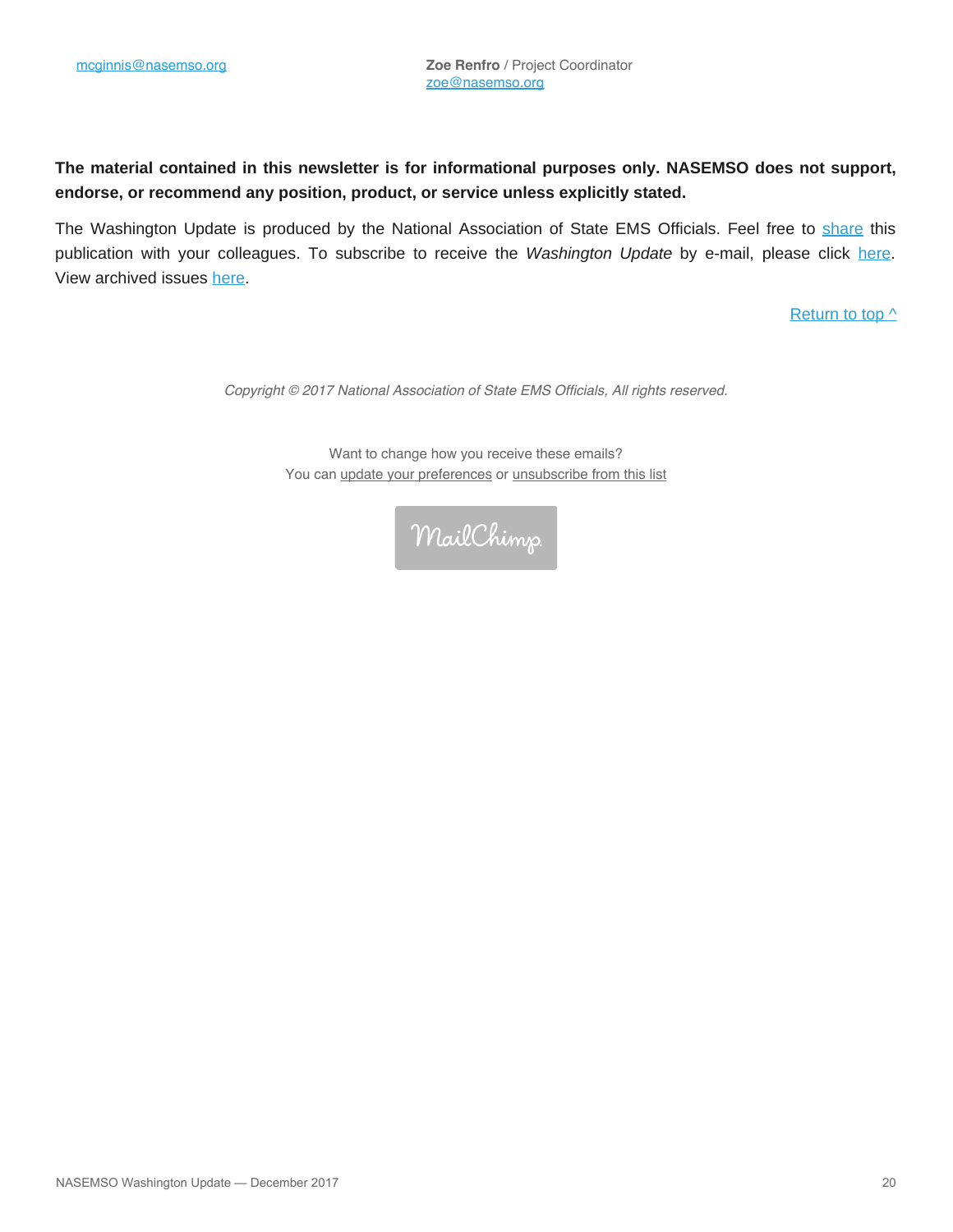mcginnis@nasemso.org

**Zoe Renfro** / Project Coordinator
zoe@nasemso.org

**The material contained in this newsletter is for informational purposes only. NASEMSO does not support, endorse, or recommend any position, product, or service unless explicitly stated.**

The Washington Update is produced by the National Association of State EMS Officials. Feel free to share this publication with your colleagues. To subscribe to receive the *Washington Update* by e-mail, please click here. View archived issues here.

Return to top ^

*Copyright © 2017 National Association of State EMS Officials, All rights reserved.*

Want to change how you receive these emails?
You can update your preferences or unsubscribe from this list

MailChimp